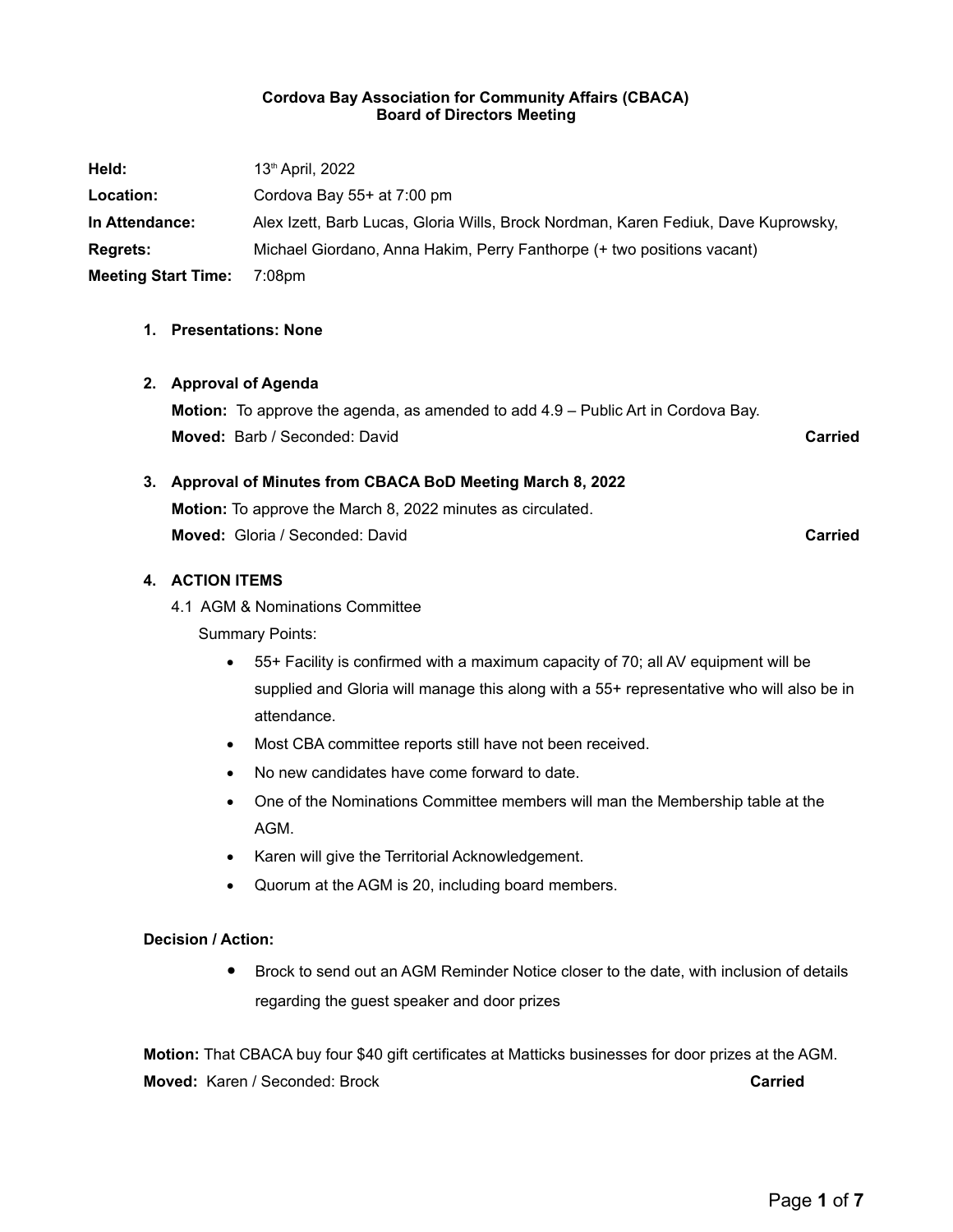**Cordova Bay Association for Community Affairs (CBACA)**
**Board of Directors Meeting**

| | |
|---|---|
| **Held:** | 13th April, 2022 |
| **Location:** | Cordova Bay 55+ at 7:00 pm |
| **In Attendance:** | Alex Izett, Barb Lucas, Gloria Wills, Brock Nordman, Karen Fediuk, Dave Kuprowsky, |
| **Regrets:** | Michael Giordano, Anna Hakim, Perry Fanthorpe (+ two positions vacant) |
| **Meeting Start Time:** | 7:08pm |

1. **Presentations: None**

2. **Approval of Agenda**

   **Motion:** To approve the agenda, as amended to add 4.9 – Public Art in Cordova Bay.

   **Moved:** Barb / Seconded: David **Carried**

3. **Approval of Minutes from CBACA BoD Meeting March 8, 2022**

   **Motion:** To approve the March 8, 2022 minutes as circulated.

   **Moved:** Gloria / Seconded: David **Carried**

4. **ACTION ITEMS**

   4.1 AGM & Nominations Committee

   Summary Points:

   - 55+ Facility is confirmed with a maximum capacity of 70; all AV equipment will be supplied and Gloria will manage this along with a 55+ representative who will also be in attendance.
   - Most CBA committee reports still have not been received.
   - No new candidates have come forward to date.
   - One of the Nominations Committee members will man the Membership table at the AGM.
   - Karen will give the Territorial Acknowledgement.
   - Quorum at the AGM is 20, including board members.

**Decision / Action:**

- Brock to send out an AGM Reminder Notice closer to the date, with inclusion of details regarding the guest speaker and door prizes

**Motion:** That CBACA buy four $40 gift certificates at Matticks businesses for door prizes at the AGM.

**Moved:** Karen / Seconded: Brock **Carried**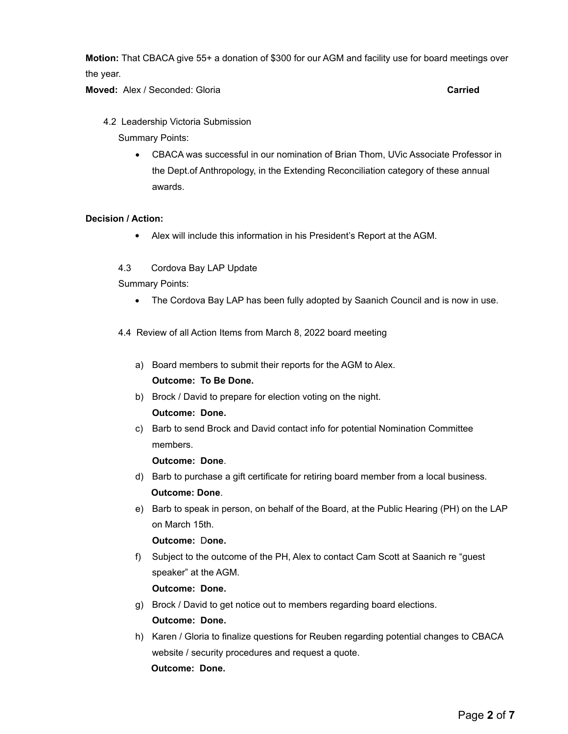**Motion:** That CBACA give 55+ a donation of $300 for our AGM and facility use for board meetings over the year.

**Moved:** Alex / Seconded: Gloria **Carried**

4.2 Leadership Victoria Submission

Summary Points:

- CBACA was successful in our nomination of Brian Thom, UVic Associate Professor in the Dept.of Anthropology, in the Extending Reconciliation category of these annual awards.

**Decision / Action:**

- Alex will include this information in his President's Report at the AGM.

4.3 Cordova Bay LAP Update

Summary Points:

- The Cordova Bay LAP has been fully adopted by Saanich Council and is now in use.

4.4 Review of all Action Items from March 8, 2022 board meeting

a) Board members to submit their reports for the AGM to Alex.
   **Outcome: To Be Done.**
b) Brock / David to prepare for election voting on the night.
   **Outcome: Done.**
c) Barb to send Brock and David contact info for potential Nomination Committee members.
   **Outcome: Done**.
d) Barb to purchase a gift certificate for retiring board member from a local business.
   **Outcome: Done**.
e) Barb to speak in person, on behalf of the Board, at the Public Hearing (PH) on the LAP on March 15th.
   **Outcome:** D**one.**
f) Subject to the outcome of the PH, Alex to contact Cam Scott at Saanich re "guest speaker" at the AGM.
   **Outcome: Done.**
g) Brock / David to get notice out to members regarding board elections.
   **Outcome: Done.**
h) Karen / Gloria to finalize questions for Reuben regarding potential changes to CBACA website / security procedures and request a quote.
   **Outcome: Done.**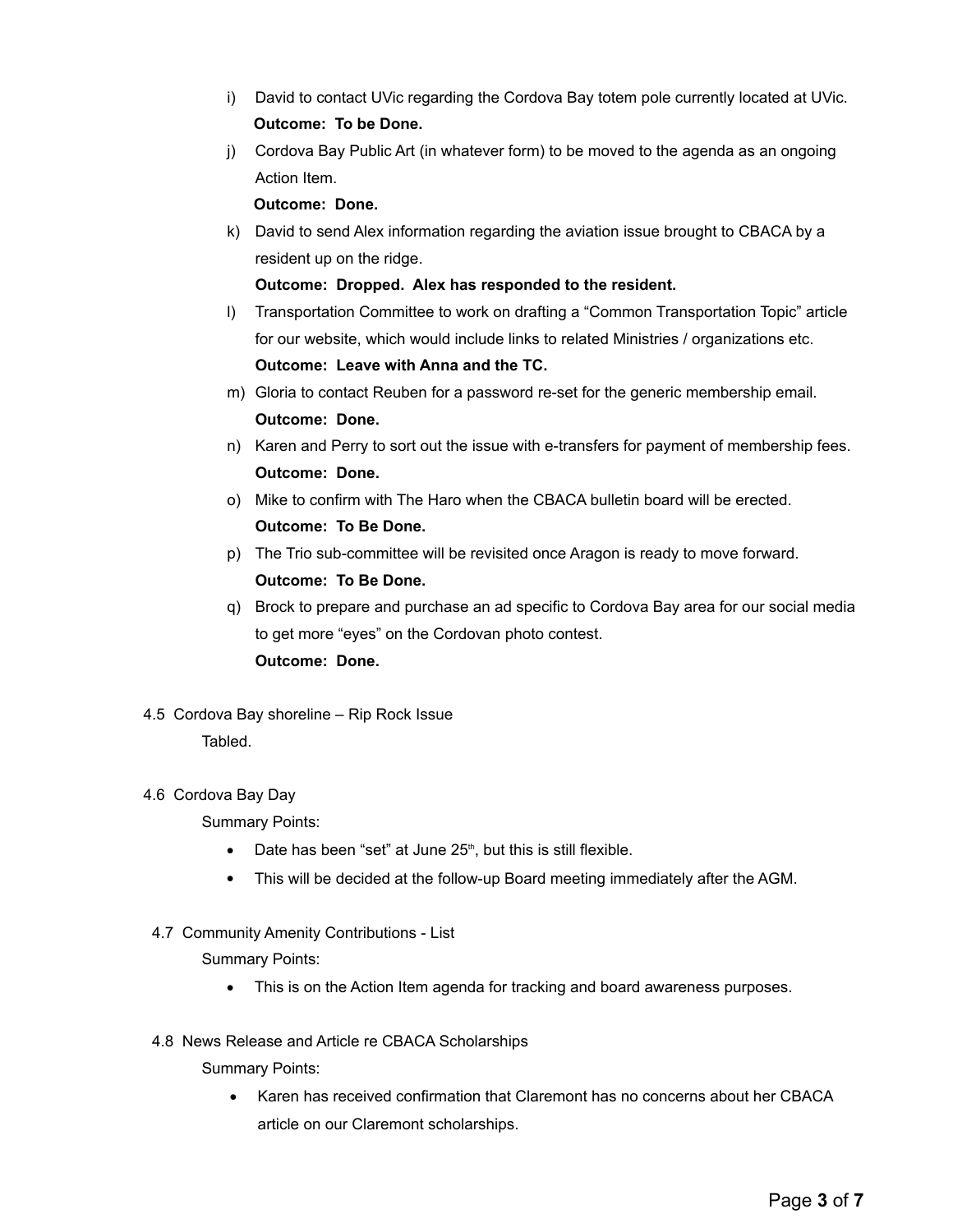i) David to contact UVic regarding the Cordova Bay totem pole currently located at UVic.
   **Outcome: To be Done.**

j) Cordova Bay Public Art (in whatever form) to be moved to the agenda as an ongoing Action Item.
   **Outcome: Done.**

k) David to send Alex information regarding the aviation issue brought to CBACA by a resident up on the ridge.
   **Outcome: Dropped. Alex has responded to the resident.**

l) Transportation Committee to work on drafting a "Common Transportation Topic" article for our website, which would include links to related Ministries / organizations etc.
   **Outcome: Leave with Anna and the TC.**

m) Gloria to contact Reuben for a password re-set for the generic membership email.
   **Outcome: Done.**

n) Karen and Perry to sort out the issue with e-transfers for payment of membership fees.
   **Outcome: Done.**

o) Mike to confirm with The Haro when the CBACA bulletin board will be erected.
   **Outcome: To Be Done.**

p) The Trio sub-committee will be revisited once Aragon is ready to move forward.
   **Outcome: To Be Done.**

q) Brock to prepare and purchase an ad specific to Cordova Bay area for our social media to get more "eyes" on the Cordovan photo contest.
   **Outcome: Done.**

4.5 Cordova Bay shoreline – Rip Rock Issue

Tabled.

4.6 Cordova Bay Day

Summary Points:

- Date has been "set" at June 25th, but this is still flexible.
- This will be decided at the follow-up Board meeting immediately after the AGM.

4.7 Community Amenity Contributions - List

Summary Points:

- This is on the Action Item agenda for tracking and board awareness purposes.

4.8 News Release and Article re CBACA Scholarships

Summary Points:

- Karen has received confirmation that Claremont has no concerns about her CBACA article on our Claremont scholarships.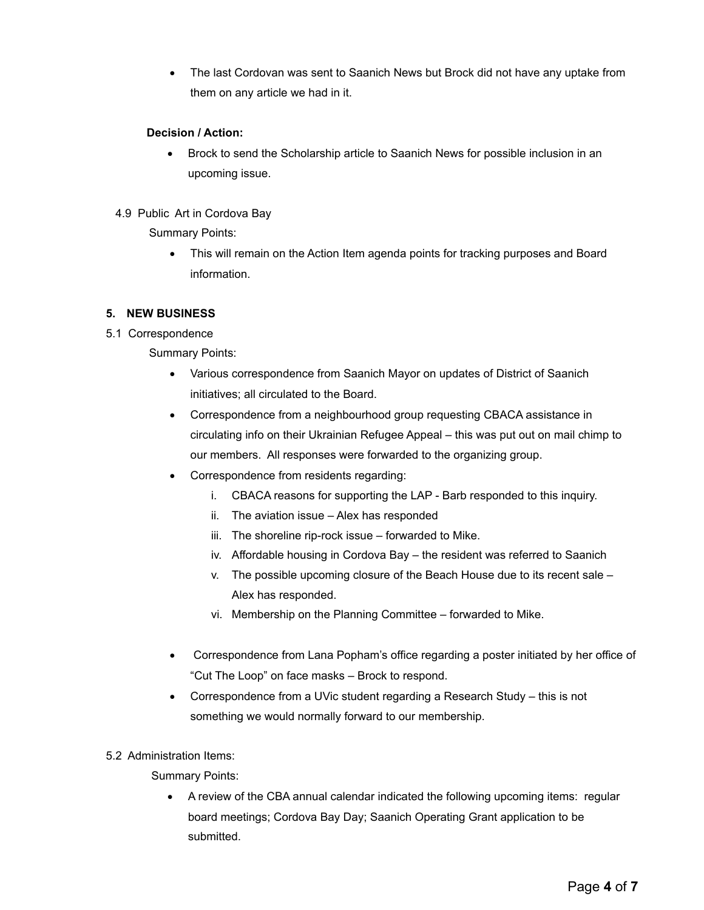- The last Cordovan was sent to Saanich News but Brock did not have any uptake from them on any article we had in it.

**Decision / Action:**

- Brock to send the Scholarship article to Saanich News for possible inclusion in an upcoming issue.

4.9 Public Art in Cordova Bay

Summary Points:

- This will remain on the Action Item agenda points for tracking purposes and Board information.

**5. NEW BUSINESS**

5.1 Correspondence

Summary Points:

- Various correspondence from Saanich Mayor on updates of District of Saanich initiatives; all circulated to the Board.
- Correspondence from a neighbourhood group requesting CBACA assistance in circulating info on their Ukrainian Refugee Appeal – this was put out on mail chimp to our members. All responses were forwarded to the organizing group.
- Correspondence from residents regarding:
  - i. CBACA reasons for supporting the LAP - Barb responded to this inquiry.
  - ii. The aviation issue – Alex has responded
  - iii. The shoreline rip-rock issue – forwarded to Mike.
  - iv. Affordable housing in Cordova Bay – the resident was referred to Saanich
  - v. The possible upcoming closure of the Beach House due to its recent sale – Alex has responded.
  - vi. Membership on the Planning Committee – forwarded to Mike.
- Correspondence from Lana Popham's office regarding a poster initiated by her office of "Cut The Loop" on face masks – Brock to respond.
- Correspondence from a UVic student regarding a Research Study – this is not something we would normally forward to our membership.

5.2 Administration Items:

Summary Points:

- A review of the CBA annual calendar indicated the following upcoming items: regular board meetings; Cordova Bay Day; Saanich Operating Grant application to be submitted.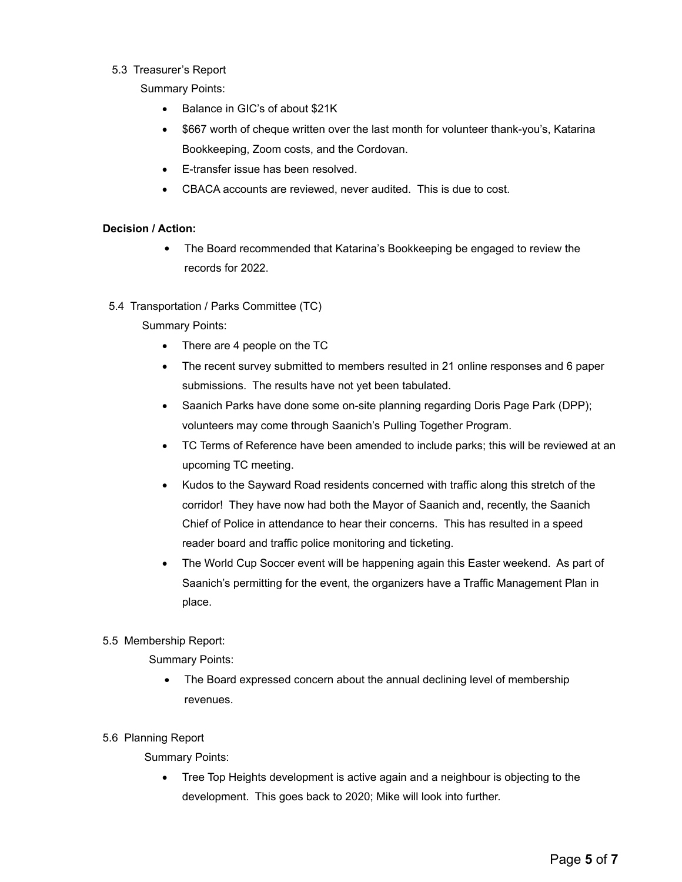5.3 Treasurer's Report

Summary Points:

- Balance in GIC's of about $21K
- $667 worth of cheque written over the last month for volunteer thank-you's, Katarina Bookkeeping, Zoom costs, and the Cordovan.
- E-transfer issue has been resolved.
- CBACA accounts are reviewed, never audited. This is due to cost.

**Decision / Action:**

- The Board recommended that Katarina's Bookkeeping be engaged to review the records for 2022.

5.4 Transportation / Parks Committee (TC)

Summary Points:

- There are 4 people on the TC
- The recent survey submitted to members resulted in 21 online responses and 6 paper submissions. The results have not yet been tabulated.
- Saanich Parks have done some on-site planning regarding Doris Page Park (DPP); volunteers may come through Saanich's Pulling Together Program.
- TC Terms of Reference have been amended to include parks; this will be reviewed at an upcoming TC meeting.
- Kudos to the Sayward Road residents concerned with traffic along this stretch of the corridor! They have now had both the Mayor of Saanich and, recently, the Saanich Chief of Police in attendance to hear their concerns. This has resulted in a speed reader board and traffic police monitoring and ticketing.
- The World Cup Soccer event will be happening again this Easter weekend. As part of Saanich's permitting for the event, the organizers have a Traffic Management Plan in place.

5.5 Membership Report:

Summary Points:

- The Board expressed concern about the annual declining level of membership revenues.

5.6 Planning Report

Summary Points:

- Tree Top Heights development is active again and a neighbour is objecting to the development. This goes back to 2020; Mike will look into further.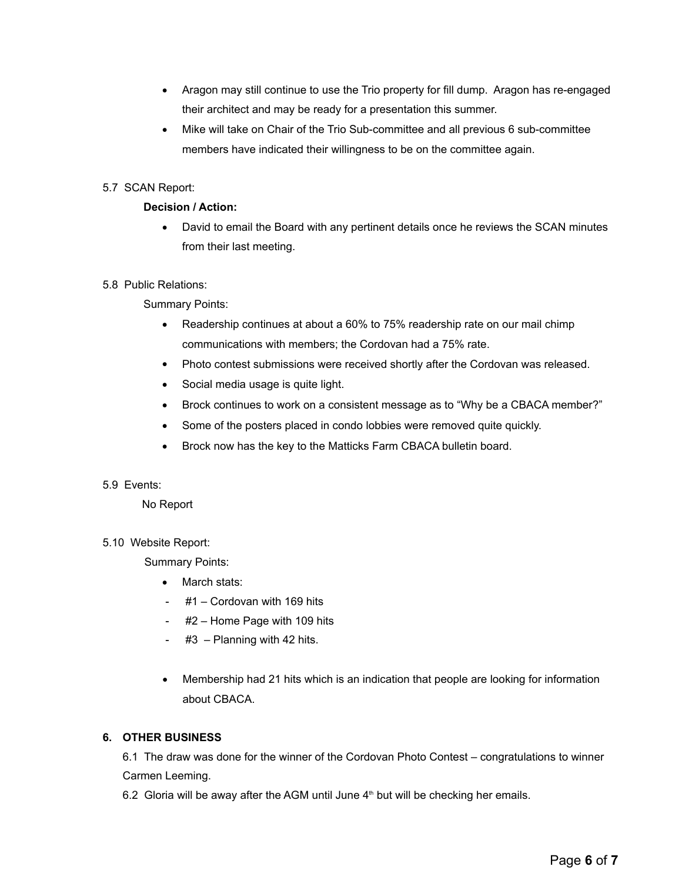- Aragon may still continue to use the Trio property for fill dump. Aragon has re-engaged their architect and may be ready for a presentation this summer.
- Mike will take on Chair of the Trio Sub-committee and all previous 6 sub-committee members have indicated their willingness to be on the committee again.

5.7 SCAN Report:

**Decision / Action:**

- David to email the Board with any pertinent details once he reviews the SCAN minutes from their last meeting.

5.8 Public Relations:

Summary Points:

- Readership continues at about a 60% to 75% readership rate on our mail chimp communications with members; the Cordovan had a 75% rate.
- Photo contest submissions were received shortly after the Cordovan was released.
- Social media usage is quite light.
- Brock continues to work on a consistent message as to "Why be a CBACA member?"
- Some of the posters placed in condo lobbies were removed quite quickly.
- Brock now has the key to the Matticks Farm CBACA bulletin board.

5.9 Events:

No Report

5.10 Website Report:

Summary Points:

- March stats:
  - #1 – Cordovan with 169 hits
  - #2 – Home Page with 109 hits
  - #3 – Planning with 42 hits.

- Membership had 21 hits which is an indication that people are looking for information about CBACA.

**6. OTHER BUSINESS**

6.1 The draw was done for the winner of the Cordovan Photo Contest – congratulations to winner Carmen Leeming.

6.2 Gloria will be away after the AGM until June 4th but will be checking her emails.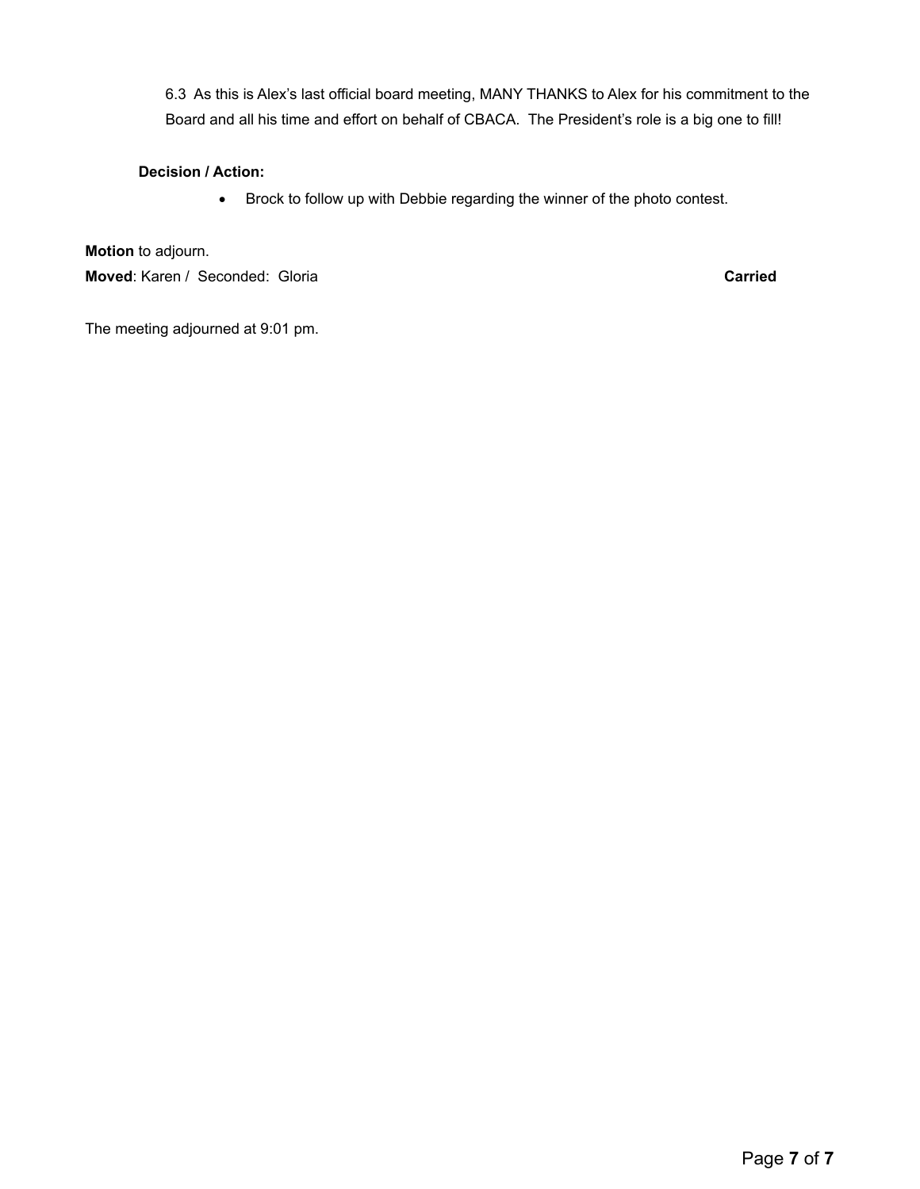6.3 As this is Alex's last official board meeting, MANY THANKS to Alex for his commitment to the Board and all his time and effort on behalf of CBACA. The President's role is a big one to fill!

**Decision / Action:**

- Brock to follow up with Debbie regarding the winner of the photo contest.

**Motion** to adjourn.

**Moved**: Karen / Seconded: Gloria **Carried**

The meeting adjourned at 9:01 pm.